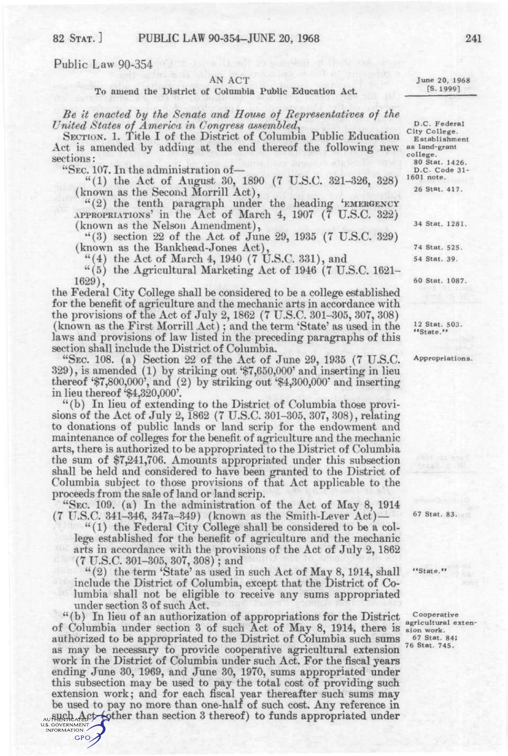Public Law 90-354

AN ACT

To amend the District of Columbia Public Education Act.

June 20, 1968
[S. 1999]

*Be it enacted by the Senate and House of Representatives of the United States of America in Congress assembled,*

D.C. Federal City College. Establishment as land-grant college. 80 Stat. 1426. D.C. Code 31-1601 note.

SECTION. 1. Title I of the District of Columbia Public Education Act is amended by adding at the end thereof the following new sections:

"SEC. 107. In the administration of—

"(1) the Act of August 30, 1890 (7 U.S.C. 321–326, 328) (known as the Second Morrill Act), 26 Stat. 417.

"(2) the tenth paragraph under the heading 'EMERGENCY APPROPRIATIONS' in the Act of March 4, 1907 (7 U.S.C. 322) (known as the Nelson Amendment), 34 Stat. 1281.

"(3) section 22 of the Act of June 29, 1935 (7 U.S.C. 329) (known as the Bankhead-Jones Act), 74 Stat. 525.

"(4) the Act of March 4, 1940 (7 U.S.C. 331), and 54 Stat. 39.

"(5) the Agricultural Marketing Act of 1946 (7 U.S.C. 1621–1629), 60 Stat. 1087.

the Federal City College shall be considered to be a college established for the benefit of agriculture and the mechanic arts in accordance with the provisions of the Act of July 2, 1862 (7 U.S.C. 301–305, 307, 308) (known as the First Morrill Act); and the term 'State' as used in the laws and provisions of law listed in the preceding paragraphs of this section shall include the District of Columbia. 12 Stat. 503. "State."

Appropriations.

"SEC. 108. (a) Section 22 of the Act of June 29, 1935 (7 U.S.C. 329), is amended (1) by striking out '$7,650,000' and inserting in lieu thereof '$7,800,000', and (2) by striking out '$4,300,000' and inserting in lieu thereof '$4,320,000'.

"(b) In lieu of extending to the District of Columbia those provisions of the Act of July 2, 1862 (7 U.S.C. 301–305, 307, 308), relating to donations of public lands or land scrip for the endowment and maintenance of colleges for the benefit of agriculture and the mechanic arts, there is authorized to be appropriated to the District of Columbia the sum of $7,241,706. Amounts appropriated under this subsection shall be held and considered to have been granted to the District of Columbia subject to those provisions of that Act applicable to the proceeds from the sale of land or land scrip.

"SEC. 109. (a) In the administration of the Act of May 8, 1914 (7 U.S.C. 341–346, 347a–349) (known as the Smith-Lever Act)— 67 Stat. 83.

"(1) the Federal City College shall be considered to be a college established for the benefit of agriculture and the mechanic arts in accordance with the provisions of the Act of July 2, 1862 (7 U.S.C. 301–305, 307, 308); and

"(2) the term 'State' as used in such Act of May 8, 1914, shall include the District of Columbia, except that the District of Columbia shall not be eligible to receive any sums appropriated under section 3 of such Act. "State."

Cooperative agricultural extension work. 67 Stat. 84; 76 Stat. 745.

"(b) In lieu of an authorization of appropriations for the District of Columbia under section 3 of such Act of May 8, 1914, there is authorized to be appropriated to the District of Columbia such sums as may be necessary to provide cooperative agricultural extension work in the District of Columbia under such Act. For the fiscal years ending June 30, 1969, and June 30, 1970, sums appropriated under this subsection may be used to pay the total cost of providing such extension work; and for each fiscal year thereafter such sums may be used to pay no more than one-half of such cost. Any reference in such Act (other than section 3 thereof) to funds appropriated under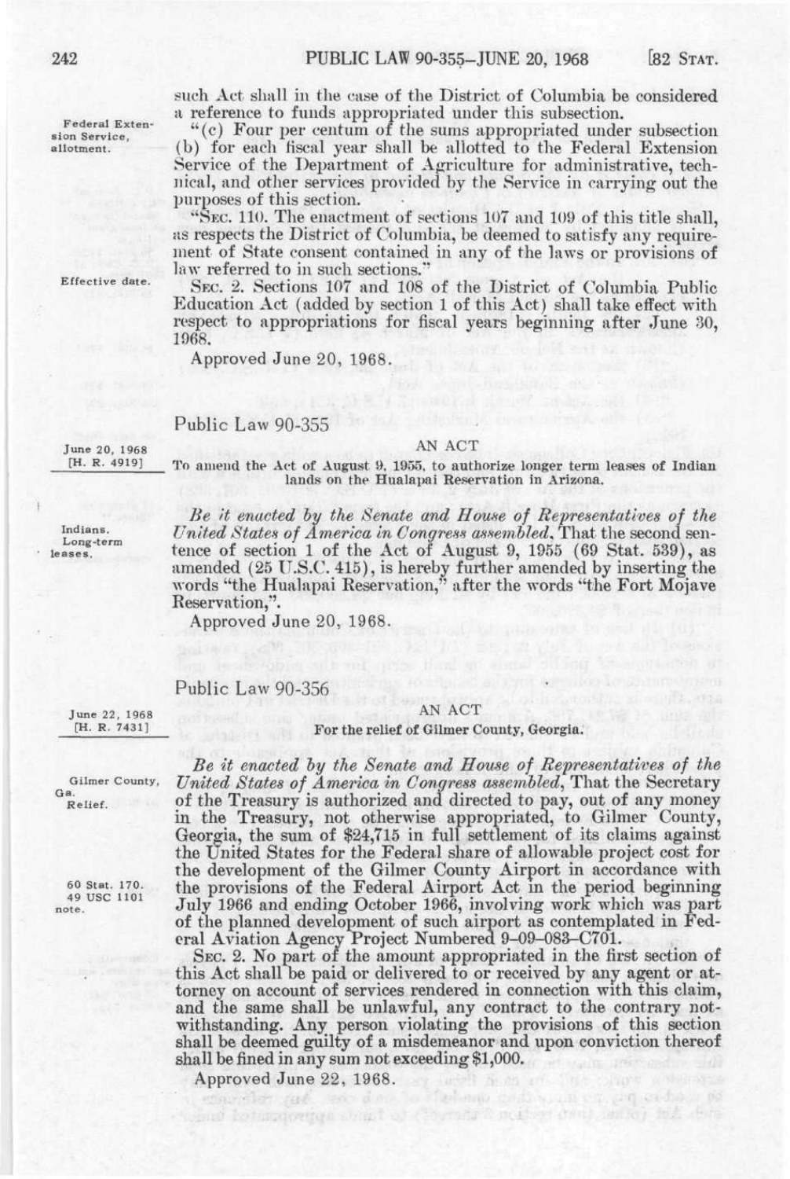such Act shall in the case of the District of Columbia be considered a reference to funds appropriated under this subsection.

Federal Extension Service, allotment.

"(c) Four per centum of the sums appropriated under subsection (b) for each fiscal year shall be allotted to the Federal Extension Service of the Department of Agriculture for administrative, technical, and other services provided by the Service in carrying out the purposes of this section.

"SEC. 110. The enactment of sections 107 and 109 of this title shall, as respects the District of Columbia, be deemed to satisfy any requirement of State consent contained in any of the laws or provisions of law referred to in such sections."

Effective date.

SEC. 2. Sections 107 and 108 of the District of Columbia Public Education Act (added by section 1 of this Act) shall take effect with respect to appropriations for fiscal years beginning after June 30, 1968.

Approved June 20, 1968.

## Public Law 90-355

June 20, 1968 [H. R. 4919]

### AN ACT

To amend the Act of August 9, 1955, to authorize longer term leases of Indian lands on the Hualapai Reservation in Arizona.

Indians. Long-term leases.

*Be it enacted by the Senate and House of Representatives of the United States of America in Congress assembled*, That the second sentence of section 1 of the Act of August 9, 1955 (69 Stat. 539), as amended (25 U.S.C. 415), is hereby further amended by inserting the words "the Hualapai Reservation," after the words "the Fort Mojave Reservation,".

Approved June 20, 1968.

## Public Law 90-356

June 22, 1968 [H. R. 7431]

### AN ACT

For the relief of Gilmer County, Georgia.

Gilmer County, Ga. Relief.

*Be it enacted by the Senate and House of Representatives of the United States of America in Congress assembled*, That the Secretary of the Treasury is authorized and directed to pay, out of any money in the Treasury, not otherwise appropriated, to Gilmer County, Georgia, the sum of $24,715 in full settlement of its claims against the United States for the Federal share of allowable project cost for the development of the Gilmer County Airport in accordance with the provisions of the Federal Airport Act in the period beginning July 1966 and ending October 1966, involving work which was part of the planned development of such airport as contemplated in Federal Aviation Agency Project Numbered 9-09-083-C701.

60 Stat. 170. 49 USC 1101 note.

SEC. 2. No part of the amount appropriated in the first section of this Act shall be paid or delivered to or received by any agent or attorney on account of services rendered in connection with this claim, and the same shall be unlawful, any contract to the contrary notwithstanding. Any person violating the provisions of this section shall be deemed guilty of a misdemeanor and upon conviction thereof shall be fined in any sum not exceeding $1,000.

Approved June 22, 1968.